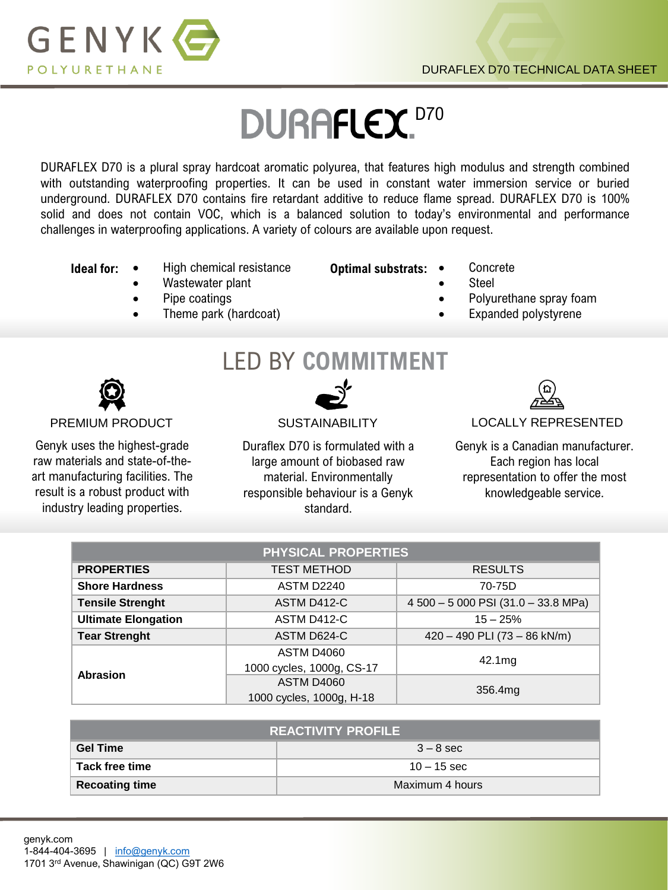# DURAFLEX D70

DURAFLEX D70 is a plural spray hardcoat aromatic polyurea, that features high modulus and strength combined with outstanding waterproofing properties. It can be used in constant water immersion service or buried underground. DURAFLEX D70 contains fire retardant additive to reduce flame spread. DURAFLEX D70 is 100% solid and does not contain VOC, which is a balanced solution to today's environmental and performance challenges in waterproofing applications. A variety of colours are available upon request.

**Ideal for:**
- High chemical resistance
- Wastewater plant
- Pipe coatings
- Theme park (hardcoat)

**Optimal substrats:**
- Concrete
- Steel
- Polyurethane spray foam
- Expanded polystyrene

## LED BY COMMITMENT

### PREMIUM PRODUCT

Genyk uses the highest-grade raw materials and state-of-the-art manufacturing facilities. The result is a robust product with industry leading properties.

### SUSTAINABILITY

Duraflex D70 is formulated with a large amount of biobased raw material. Environmentally responsible behaviour is a Genyk standard.

### LOCALLY REPRESENTED

Genyk is a Canadian manufacturer. Each region has local representation to offer the most knowledgeable service.

| PHYSICAL PROPERTIES | | |
|---|---|---|
| **PROPERTIES** | TEST METHOD | RESULTS |
| **Shore Hardness** | ASTM D2240 | 70-75D |
| **Tensile Strenght** | ASTM D412-C | 4 500 – 5 000 PSI (31.0 – 33.8 MPa) |
| **Ultimate Elongation** | ASTM D412-C | 15 – 25% |
| **Tear Strenght** | ASTM D624-C | 420 – 490 PLI (73 – 86 kN/m) |
| **Abrasion** | ASTM D4060 1000 cycles, 1000g, CS-17 | 42.1mg |
| | ASTM D4060 1000 cycles, 1000g, H-18 | 356.4mg |

| REACTIVITY PROFILE | |
|---|---|
| **Gel Time** | 3 – 8 sec |
| **Tack free time** | 10 – 15 sec |
| **Recoating time** | Maximum 4 hours |

genyk.com
1-844-404-3695 | info@genyk.com
1701 3rd Avenue, Shawinigan (QC) G9T 2W6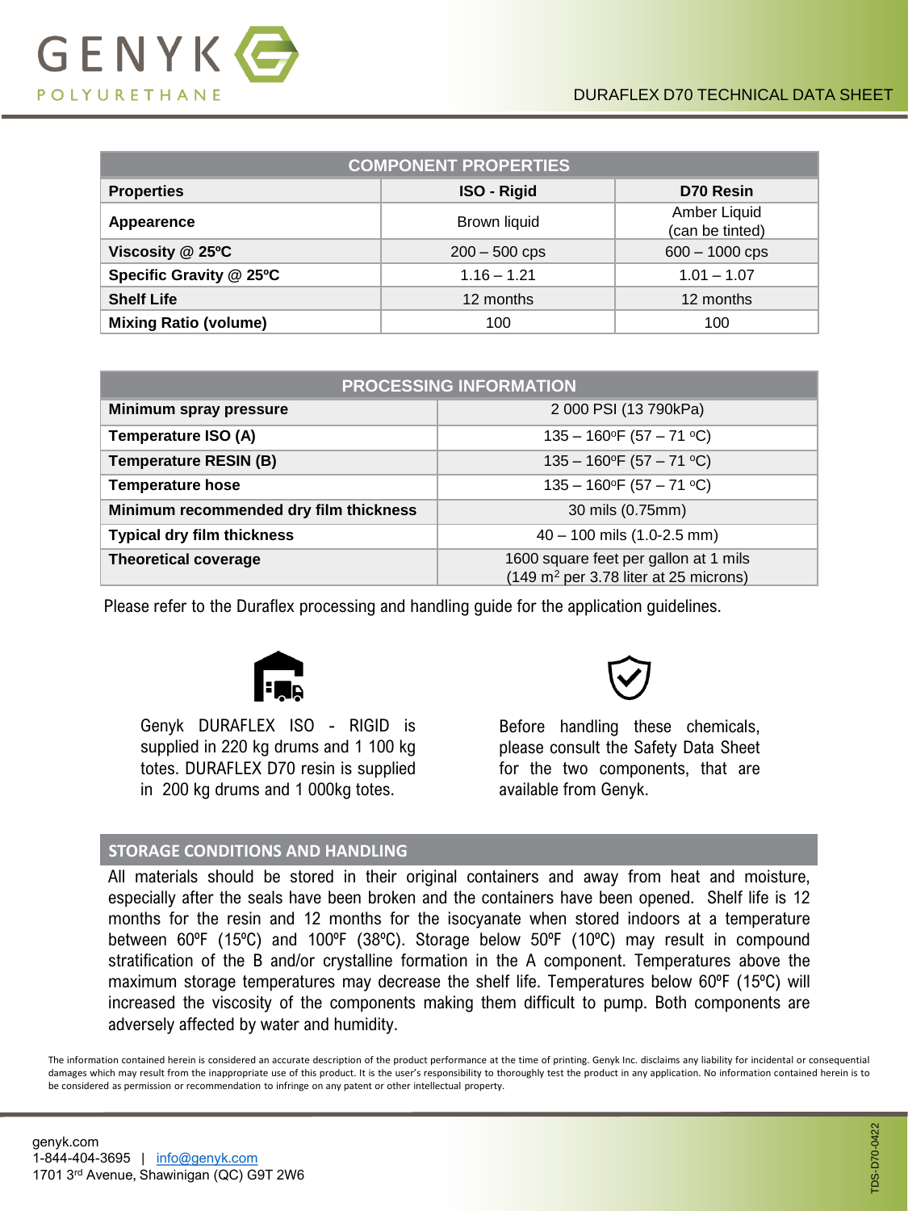| COMPONENT PROPERTIES | | |
|---|---|---|
| **Properties** | **ISO - Rigid** | **D70 Resin** |
| **Appearence** | Brown liquid | Amber Liquid (can be tinted) |
| **Viscosity @ 25ºC** | 200 – 500 cps | 600 – 1000 cps |
| **Specific Gravity @ 25ºC** | 1.16 – 1.21 | 1.01 – 1.07 |
| **Shelf Life** | 12 months | 12 months |
| **Mixing Ratio (volume)** | 100 | 100 |

| PROCESSING INFORMATION | |
|---|---|
| **Minimum spray pressure** | 2 000 PSI (13 790kPa) |
| **Temperature ISO (A)** | 135 – 160ºF (57 – 71 ºC) |
| **Temperature RESIN (B)** | 135 – 160ºF (57 – 71 ºC) |
| **Temperature hose** | 135 – 160ºF (57 – 71 ºC) |
| **Minimum recommended dry film thickness** | 30 mils (0.75mm) |
| **Typical dry film thickness** | 40 – 100 mils (1.0-2.5 mm) |
| **Theoretical coverage** | 1600 square feet per gallon at 1 mils (149 $m^2$ per 3.78 liter at 25 microns) |

Please refer to the Duraflex processing and handling guide for the application guidelines.

Genyk DURAFLEX ISO - RIGID is supplied in 220 kg drums and 1 100 kg totes. DURAFLEX D70 resin is supplied in 200 kg drums and 1 000kg totes.

Before handling these chemicals, please consult the Safety Data Sheet for the two components, that are available from Genyk.

## STORAGE CONDITIONS AND HANDLING

All materials should be stored in their original containers and away from heat and moisture, especially after the seals have been broken and the containers have been opened. Shelf life is 12 months for the resin and 12 months for the isocyanate when stored indoors at a temperature between 60ºF (15ºC) and 100ºF (38ºC). Storage below 50ºF (10ºC) may result in compound stratification of the B and/or crystalline formation in the A component. Temperatures above the maximum storage temperatures may decrease the shelf life. Temperatures below 60ºF (15ºC) will increased the viscosity of the components making them difficult to pump. Both components are adversely affected by water and humidity.

The information contained herein is considered an accurate description of the product performance at the time of printing. Genyk Inc. disclaims any liability for incidental or consequential damages which may result from the inappropriate use of this product. It is the user's responsibility to thoroughly test the product in any application. No information contained herein is to be considered as permission or recommendation to infringe on any patent or other intellectual property.

genyk.com
1-844-404-3695 | info@genyk.com
1701 3rd Avenue, Shawinigan (QC) G9T 2W6

TDS-D70-0422